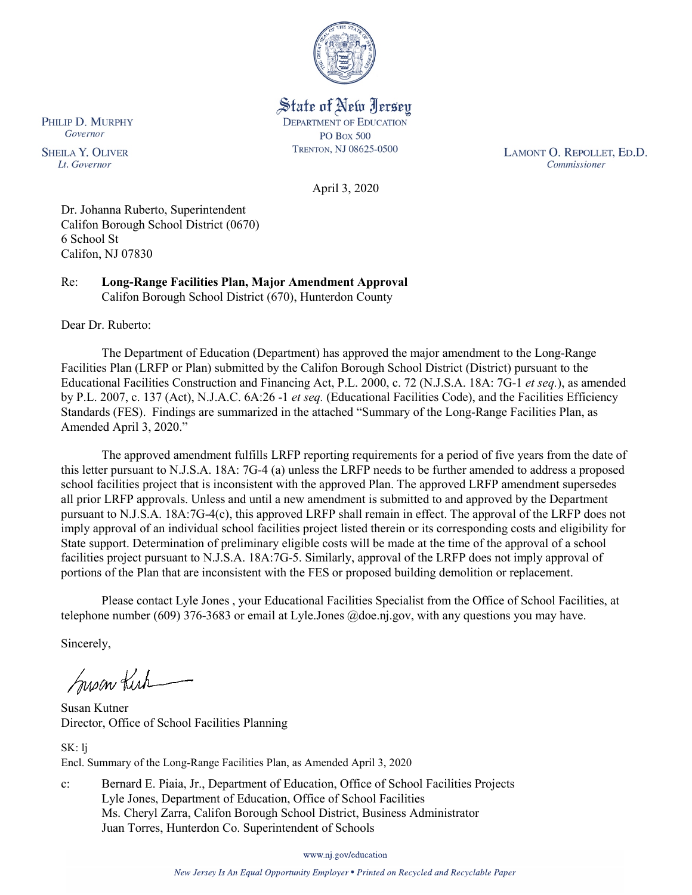State of New Jersey
DEPARTMENT OF EDUCATION
PO Box 500
TRENTON, NJ 08625-0500

PHILIP D. MURPHY
*Governor*

SHEILA Y. OLIVER
*Lt. Governor*

LAMONT O. REPOLLET, ED.D.
*Commissioner*

April 3, 2020

Dr. Johanna Ruberto, Superintendent
Califon Borough School District (0670)
6 School St
Califon, NJ 07830

Re: **Long-Range Facilities Plan, Major Amendment Approval**
Califon Borough School District (670), Hunterdon County

Dear Dr. Ruberto:

The Department of Education (Department) has approved the major amendment to the Long-Range Facilities Plan (LRFP or Plan) submitted by the Califon Borough School District (District) pursuant to the Educational Facilities Construction and Financing Act, P.L. 2000, c. 72 (N.J.S.A. 18A: 7G-1 *et seq.*), as amended by P.L. 2007, c. 137 (Act), N.J.A.C. 6A:26 -1 *et seq.* (Educational Facilities Code), and the Facilities Efficiency Standards (FES). Findings are summarized in the attached "Summary of the Long-Range Facilities Plan, as Amended April 3, 2020."

The approved amendment fulfills LRFP reporting requirements for a period of five years from the date of this letter pursuant to N.J.S.A. 18A: 7G-4 (a) unless the LRFP needs to be further amended to address a proposed school facilities project that is inconsistent with the approved Plan. The approved LRFP amendment supersedes all prior LRFP approvals. Unless and until a new amendment is submitted to and approved by the Department pursuant to N.J.S.A. 18A:7G-4(c), this approved LRFP shall remain in effect. The approval of the LRFP does not imply approval of an individual school facilities project listed therein or its corresponding costs and eligibility for State support. Determination of preliminary eligible costs will be made at the time of the approval of a school facilities project pursuant to N.J.S.A. 18A:7G-5. Similarly, approval of the LRFP does not imply approval of portions of the Plan that are inconsistent with the FES or proposed building demolition or replacement.

Please contact Lyle Jones , your Educational Facilities Specialist from the Office of School Facilities, at telephone number (609) 376-3683 or email at Lyle.Jones @doe.nj.gov, with any questions you may have.

Sincerely,

Susan Kutner
Director, Office of School Facilities Planning

SK: lj
Encl. Summary of the Long-Range Facilities Plan, as Amended April 3, 2020

c: Bernard E. Piaia, Jr., Department of Education, Office of School Facilities Projects
Lyle Jones, Department of Education, Office of School Facilities
Ms. Cheryl Zarra, Califon Borough School District, Business Administrator
Juan Torres, Hunterdon Co. Superintendent of Schools

www.nj.gov/education

*New Jersey Is An Equal Opportunity Employer • Printed on Recycled and Recyclable Paper*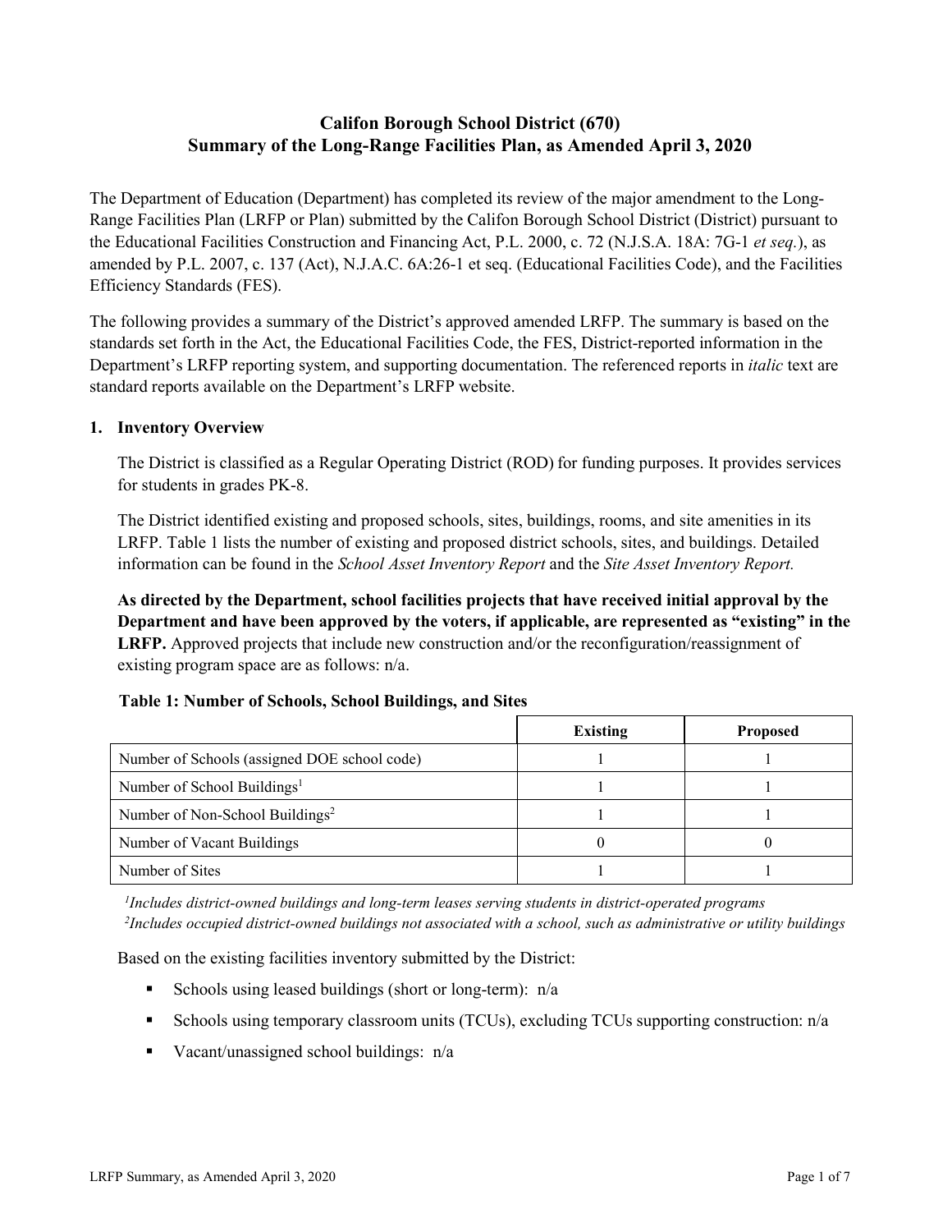# Califon Borough School District (670)
# Summary of the Long-Range Facilities Plan, as Amended April 3, 2020

The Department of Education (Department) has completed its review of the major amendment to the Long-Range Facilities Plan (LRFP or Plan) submitted by the Califon Borough School District (District) pursuant to the Educational Facilities Construction and Financing Act, P.L. 2000, c. 72 (N.J.S.A. 18A: 7G-1 *et seq.*), as amended by P.L. 2007, c. 137 (Act), N.J.A.C. 6A:26-1 et seq. (Educational Facilities Code), and the Facilities Efficiency Standards (FES).

The following provides a summary of the District's approved amended LRFP. The summary is based on the standards set forth in the Act, the Educational Facilities Code, the FES, District-reported information in the Department's LRFP reporting system, and supporting documentation. The referenced reports in *italic* text are standard reports available on the Department's LRFP website.

## 1. Inventory Overview

The District is classified as a Regular Operating District (ROD) for funding purposes. It provides services for students in grades PK-8.

The District identified existing and proposed schools, sites, buildings, rooms, and site amenities in its LRFP. Table 1 lists the number of existing and proposed district schools, sites, and buildings. Detailed information can be found in the *School Asset Inventory Report* and the *Site Asset Inventory Report.*

**As directed by the Department, school facilities projects that have received initial approval by the Department and have been approved by the voters, if applicable, are represented as "existing" in the LRFP.** Approved projects that include new construction and/or the reconfiguration/reassignment of existing program space are as follows: n/a.

**Table 1: Number of Schools, School Buildings, and Sites**

| | Existing | Proposed |
|---|---|---|
| Number of Schools (assigned DOE school code) | 1 | 1 |
| Number of School Buildings[1] | 1 | 1 |
| Number of Non-School Buildings[2] | 1 | 1 |
| Number of Vacant Buildings | 0 | 0 |
| Number of Sites | 1 | 1 |

*[1]Includes district-owned buildings and long-term leases serving students in district-operated programs*
*[2]Includes occupied district-owned buildings not associated with a school, such as administrative or utility buildings*

Based on the existing facilities inventory submitted by the District:

- Schools using leased buildings (short or long-term): n/a
- Schools using temporary classroom units (TCUs), excluding TCUs supporting construction: n/a
- Vacant/unassigned school buildings: n/a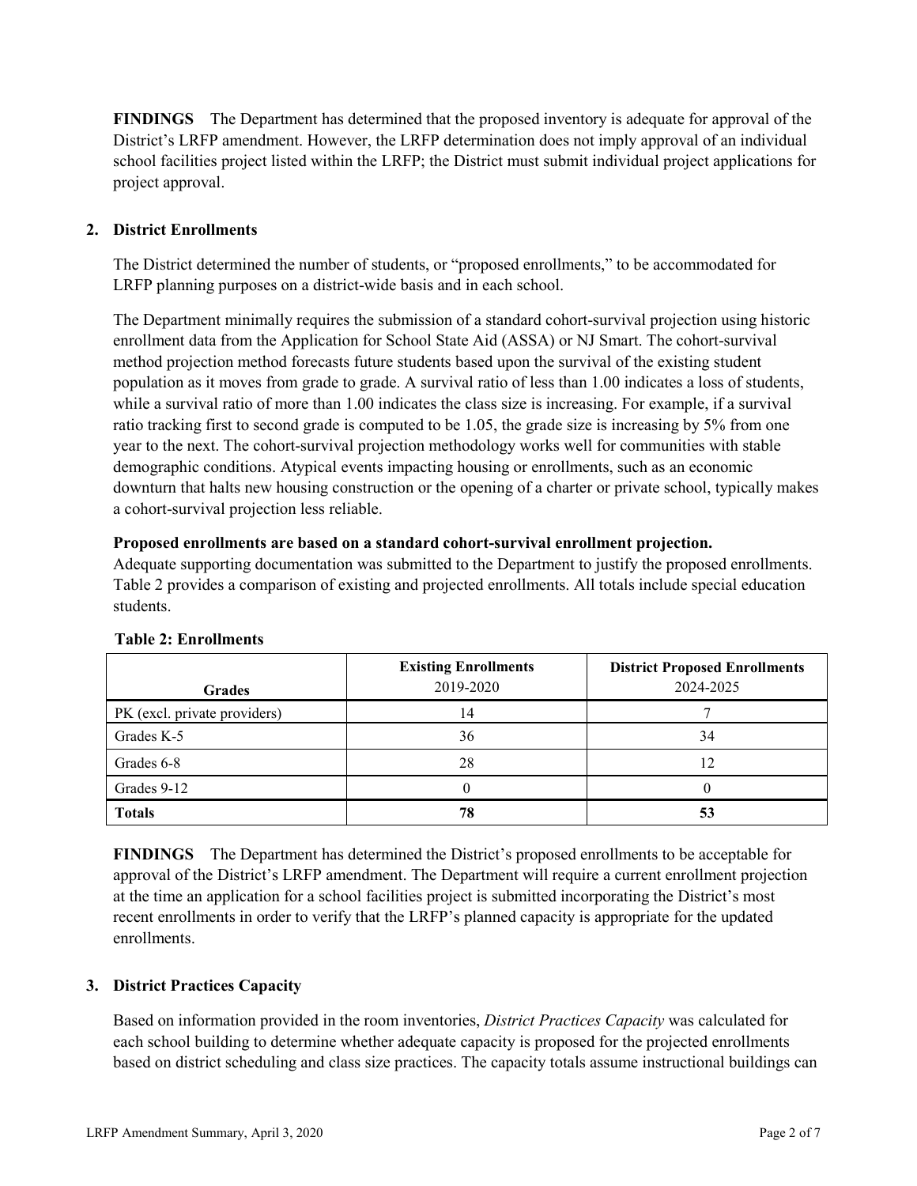**FINDINGS** The Department has determined that the proposed inventory is adequate for approval of the District's LRFP amendment. However, the LRFP determination does not imply approval of an individual school facilities project listed within the LRFP; the District must submit individual project applications for project approval.

## 2. District Enrollments

The District determined the number of students, or "proposed enrollments," to be accommodated for LRFP planning purposes on a district-wide basis and in each school.

The Department minimally requires the submission of a standard cohort-survival projection using historic enrollment data from the Application for School State Aid (ASSA) or NJ Smart. The cohort-survival method projection method forecasts future students based upon the survival of the existing student population as it moves from grade to grade. A survival ratio of less than 1.00 indicates a loss of students, while a survival ratio of more than 1.00 indicates the class size is increasing. For example, if a survival ratio tracking first to second grade is computed to be 1.05, the grade size is increasing by 5% from one year to the next. The cohort-survival projection methodology works well for communities with stable demographic conditions. Atypical events impacting housing or enrollments, such as an economic downturn that halts new housing construction or the opening of a charter or private school, typically makes a cohort-survival projection less reliable.

**Proposed enrollments are based on a standard cohort-survival enrollment projection.**
Adequate supporting documentation was submitted to the Department to justify the proposed enrollments. Table 2 provides a comparison of existing and projected enrollments. All totals include special education students.

**Table 2: Enrollments**

| Grades | Existing Enrollments 2019-2020 | District Proposed Enrollments 2024-2025 |
|---|---|---|
| PK (excl. private providers) | 14 | 7 |
| Grades K-5 | 36 | 34 |
| Grades 6-8 | 28 | 12 |
| Grades 9-12 | 0 | 0 |
| **Totals** | **78** | **53** |

**FINDINGS** The Department has determined the District's proposed enrollments to be acceptable for approval of the District's LRFP amendment. The Department will require a current enrollment projection at the time an application for a school facilities project is submitted incorporating the District's most recent enrollments in order to verify that the LRFP's planned capacity is appropriate for the updated enrollments.

## 3. District Practices Capacity

Based on information provided in the room inventories, *District Practices Capacity* was calculated for each school building to determine whether adequate capacity is proposed for the projected enrollments based on district scheduling and class size practices. The capacity totals assume instructional buildings can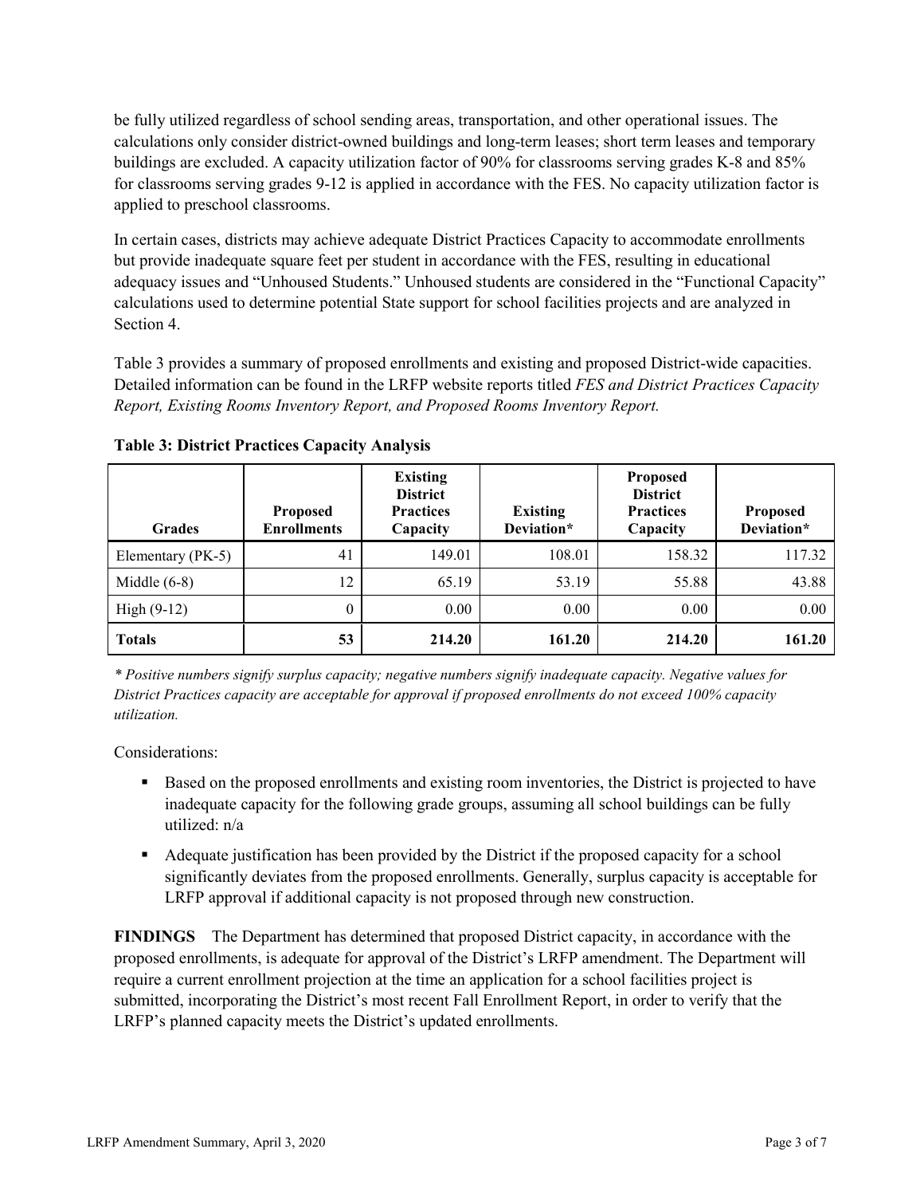be fully utilized regardless of school sending areas, transportation, and other operational issues. The calculations only consider district-owned buildings and long-term leases; short term leases and temporary buildings are excluded. A capacity utilization factor of 90% for classrooms serving grades K-8 and 85% for classrooms serving grades 9-12 is applied in accordance with the FES. No capacity utilization factor is applied to preschool classrooms.

In certain cases, districts may achieve adequate District Practices Capacity to accommodate enrollments but provide inadequate square feet per student in accordance with the FES, resulting in educational adequacy issues and "Unhoused Students." Unhoused students are considered in the "Functional Capacity" calculations used to determine potential State support for school facilities projects and are analyzed in Section 4.

Table 3 provides a summary of proposed enrollments and existing and proposed District-wide capacities. Detailed information can be found in the LRFP website reports titled *FES and District Practices Capacity Report, Existing Rooms Inventory Report, and Proposed Rooms Inventory Report.*

**Table 3: District Practices Capacity Analysis**

| Grades | Proposed Enrollments | Existing District Practices Capacity | Existing Deviation* | Proposed District Practices Capacity | Proposed Deviation* |
|---|---|---|---|---|---|
| Elementary (PK-5) | 41 | 149.01 | 108.01 | 158.32 | 117.32 |
| Middle (6-8) | 12 | 65.19 | 53.19 | 55.88 | 43.88 |
| High (9-12) | 0 | 0.00 | 0.00 | 0.00 | 0.00 |
| **Totals** | **53** | **214.20** | **161.20** | **214.20** | **161.20** |

*\* Positive numbers signify surplus capacity; negative numbers signify inadequate capacity. Negative values for District Practices capacity are acceptable for approval if proposed enrollments do not exceed 100% capacity utilization.*

Considerations:

- Based on the proposed enrollments and existing room inventories, the District is projected to have inadequate capacity for the following grade groups, assuming all school buildings can be fully utilized: n/a
- Adequate justification has been provided by the District if the proposed capacity for a school significantly deviates from the proposed enrollments. Generally, surplus capacity is acceptable for LRFP approval if additional capacity is not proposed through new construction.

**FINDINGS** The Department has determined that proposed District capacity, in accordance with the proposed enrollments, is adequate for approval of the District's LRFP amendment. The Department will require a current enrollment projection at the time an application for a school facilities project is submitted, incorporating the District's most recent Fall Enrollment Report, in order to verify that the LRFP's planned capacity meets the District's updated enrollments.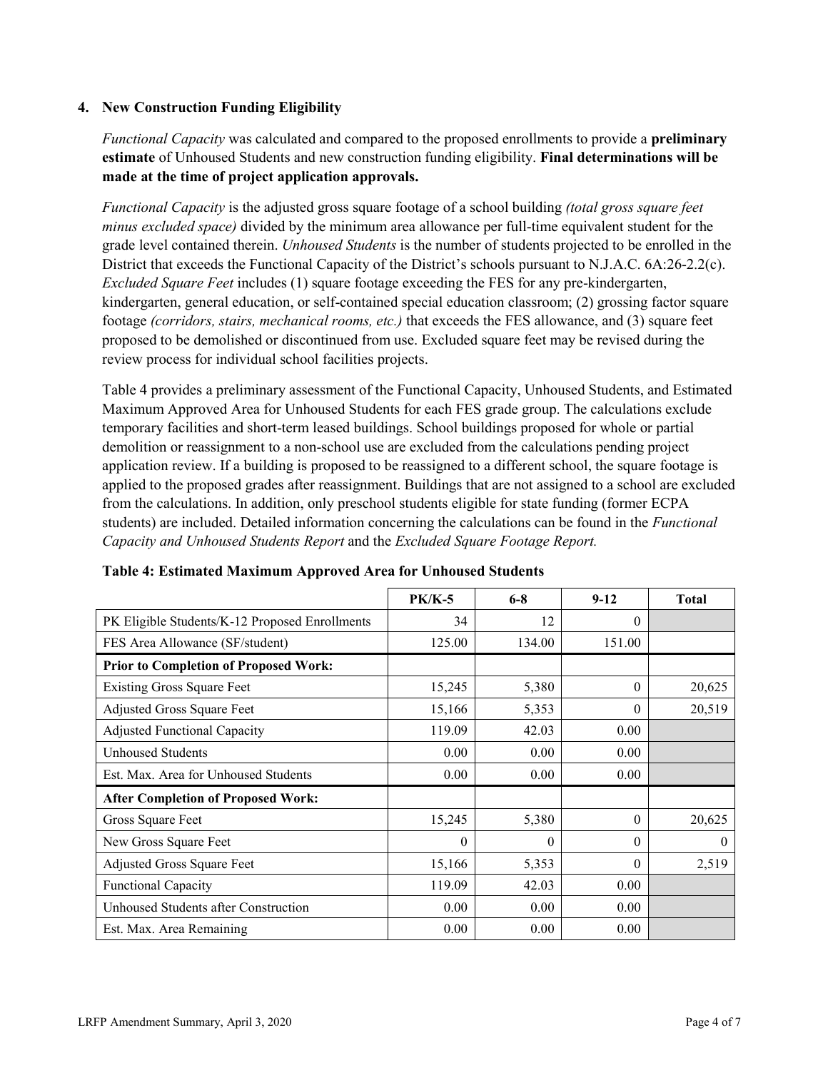### 4. New Construction Funding Eligibility

*Functional Capacity* was calculated and compared to the proposed enrollments to provide a **preliminary estimate** of Unhoused Students and new construction funding eligibility. **Final determinations will be made at the time of project application approvals.**

*Functional Capacity* is the adjusted gross square footage of a school building *(total gross square feet minus excluded space)* divided by the minimum area allowance per full-time equivalent student for the grade level contained therein. *Unhoused Students* is the number of students projected to be enrolled in the District that exceeds the Functional Capacity of the District's schools pursuant to N.J.A.C. 6A:26-2.2(c). *Excluded Square Feet* includes (1) square footage exceeding the FES for any pre-kindergarten, kindergarten, general education, or self-contained special education classroom; (2) grossing factor square footage *(corridors, stairs, mechanical rooms, etc.)* that exceeds the FES allowance, and (3) square feet proposed to be demolished or discontinued from use. Excluded square feet may be revised during the review process for individual school facilities projects.

Table 4 provides a preliminary assessment of the Functional Capacity, Unhoused Students, and Estimated Maximum Approved Area for Unhoused Students for each FES grade group. The calculations exclude temporary facilities and short-term leased buildings. School buildings proposed for whole or partial demolition or reassignment to a non-school use are excluded from the calculations pending project application review. If a building is proposed to be reassigned to a different school, the square footage is applied to the proposed grades after reassignment. Buildings that are not assigned to a school are excluded from the calculations. In addition, only preschool students eligible for state funding (former ECPA students) are included. Detailed information concerning the calculations can be found in the *Functional Capacity and Unhoused Students Report* and the *Excluded Square Footage Report.*

**Table 4: Estimated Maximum Approved Area for Unhoused Students**

| | PK/K-5 | 6-8 | 9-12 | Total |
|---|---|---|---|---|
| PK Eligible Students/K-12 Proposed Enrollments | 34 | 12 | 0 | |
| FES Area Allowance (SF/student) | 125.00 | 134.00 | 151.00 | |
| **Prior to Completion of Proposed Work:** | | | | |
| Existing Gross Square Feet | 15,245 | 5,380 | 0 | 20,625 |
| Adjusted Gross Square Feet | 15,166 | 5,353 | 0 | 20,519 |
| Adjusted Functional Capacity | 119.09 | 42.03 | 0.00 | |
| Unhoused Students | 0.00 | 0.00 | 0.00 | |
| Est. Max. Area for Unhoused Students | 0.00 | 0.00 | 0.00 | |
| **After Completion of Proposed Work:** | | | | |
| Gross Square Feet | 15,245 | 5,380 | 0 | 20,625 |
| New Gross Square Feet | 0 | 0 | 0 | 0 |
| Adjusted Gross Square Feet | 15,166 | 5,353 | 0 | 2,519 |
| Functional Capacity | 119.09 | 42.03 | 0.00 | |
| Unhoused Students after Construction | 0.00 | 0.00 | 0.00 | |
| Est. Max. Area Remaining | 0.00 | 0.00 | 0.00 | |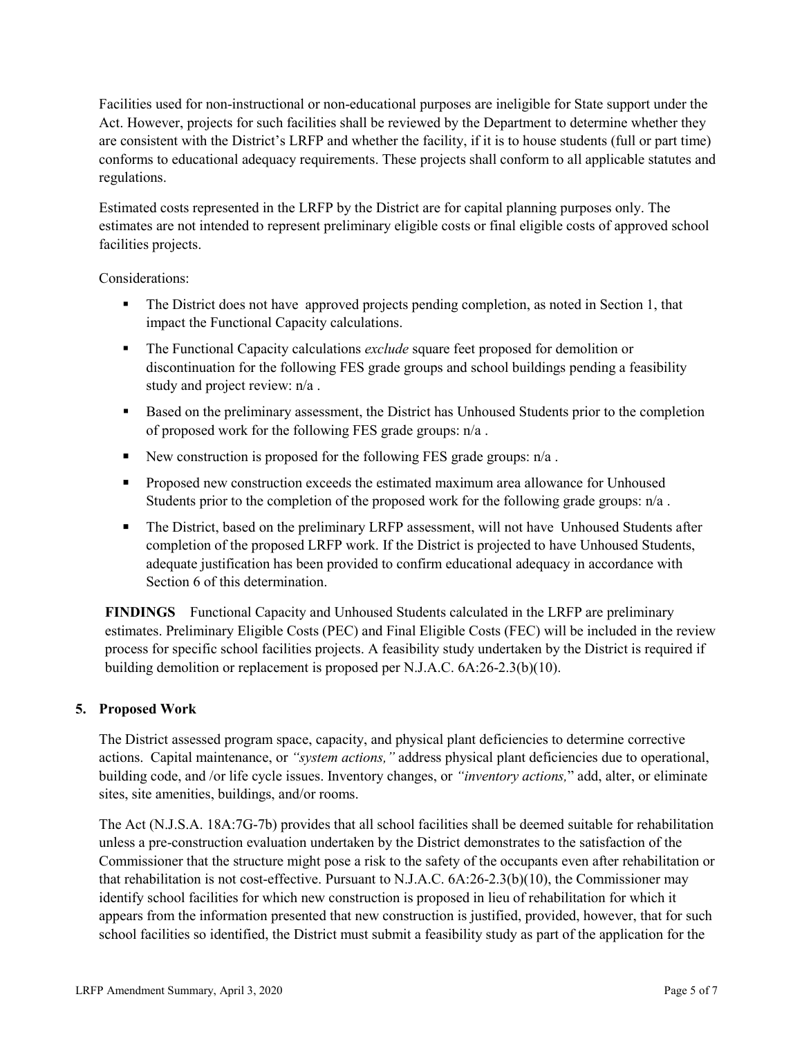Facilities used for non-instructional or non-educational purposes are ineligible for State support under the Act. However, projects for such facilities shall be reviewed by the Department to determine whether they are consistent with the District's LRFP and whether the facility, if it is to house students (full or part time) conforms to educational adequacy requirements. These projects shall conform to all applicable statutes and regulations.

Estimated costs represented in the LRFP by the District are for capital planning purposes only. The estimates are not intended to represent preliminary eligible costs or final eligible costs of approved school facilities projects.

Considerations:

- The District does not have approved projects pending completion, as noted in Section 1, that impact the Functional Capacity calculations.
- The Functional Capacity calculations *exclude* square feet proposed for demolition or discontinuation for the following FES grade groups and school buildings pending a feasibility study and project review: n/a .
- Based on the preliminary assessment, the District has Unhoused Students prior to the completion of proposed work for the following FES grade groups: n/a .
- New construction is proposed for the following FES grade groups: n/a .
- Proposed new construction exceeds the estimated maximum area allowance for Unhoused Students prior to the completion of the proposed work for the following grade groups: n/a .
- The District, based on the preliminary LRFP assessment, will not have Unhoused Students after completion of the proposed LRFP work. If the District is projected to have Unhoused Students, adequate justification has been provided to confirm educational adequacy in accordance with Section 6 of this determination.

**FINDINGS** Functional Capacity and Unhoused Students calculated in the LRFP are preliminary estimates. Preliminary Eligible Costs (PEC) and Final Eligible Costs (FEC) will be included in the review process for specific school facilities projects. A feasibility study undertaken by the District is required if building demolition or replacement is proposed per N.J.A.C. 6A:26-2.3(b)(10).

## 5. Proposed Work

The District assessed program space, capacity, and physical plant deficiencies to determine corrective actions. Capital maintenance, or *"system actions,"* address physical plant deficiencies due to operational, building code, and /or life cycle issues. Inventory changes, or *"inventory actions,"* add, alter, or eliminate sites, site amenities, buildings, and/or rooms.

The Act (N.J.S.A. 18A:7G-7b) provides that all school facilities shall be deemed suitable for rehabilitation unless a pre-construction evaluation undertaken by the District demonstrates to the satisfaction of the Commissioner that the structure might pose a risk to the safety of the occupants even after rehabilitation or that rehabilitation is not cost-effective. Pursuant to N.J.A.C. 6A:26-2.3(b)(10), the Commissioner may identify school facilities for which new construction is proposed in lieu of rehabilitation for which it appears from the information presented that new construction is justified, provided, however, that for such school facilities so identified, the District must submit a feasibility study as part of the application for the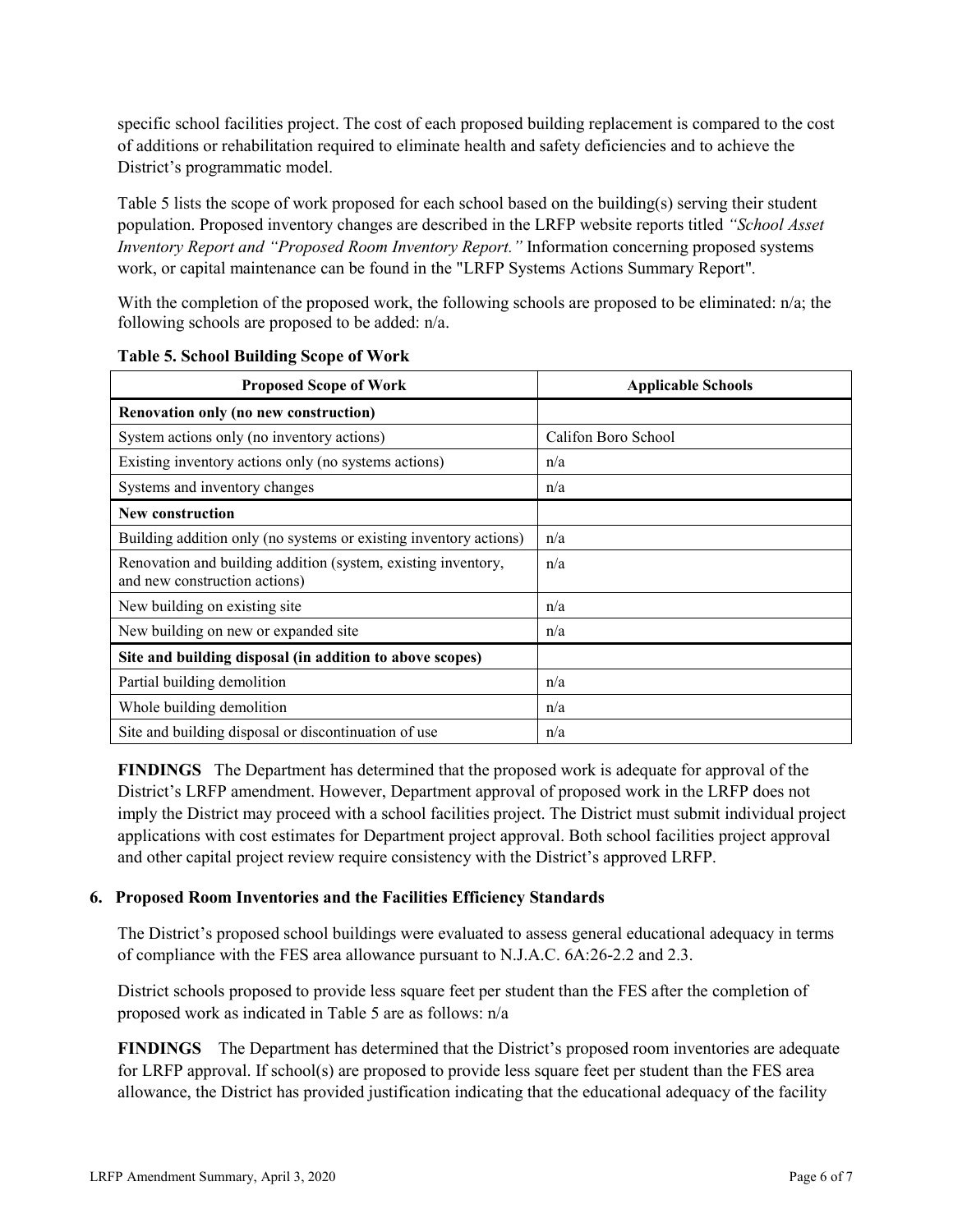specific school facilities project. The cost of each proposed building replacement is compared to the cost of additions or rehabilitation required to eliminate health and safety deficiencies and to achieve the District's programmatic model.

Table 5 lists the scope of work proposed for each school based on the building(s) serving their student population. Proposed inventory changes are described in the LRFP website reports titled *"School Asset Inventory Report and "Proposed Room Inventory Report."* Information concerning proposed systems work, or capital maintenance can be found in the "LRFP Systems Actions Summary Report".

With the completion of the proposed work, the following schools are proposed to be eliminated: n/a; the following schools are proposed to be added: n/a.

**Table 5. School Building Scope of Work**

| Proposed Scope of Work | Applicable Schools |
|---|---|
| **Renovation only (no new construction)** | |
| System actions only (no inventory actions) | Califon Boro School |
| Existing inventory actions only (no systems actions) | n/a |
| Systems and inventory changes | n/a |
| **New construction** | |
| Building addition only (no systems or existing inventory actions) | n/a |
| Renovation and building addition (system, existing inventory, and new construction actions) | n/a |
| New building on existing site | n/a |
| New building on new or expanded site | n/a |
| **Site and building disposal (in addition to above scopes)** | |
| Partial building demolition | n/a |
| Whole building demolition | n/a |
| Site and building disposal or discontinuation of use | n/a |

**FINDINGS** The Department has determined that the proposed work is adequate for approval of the District's LRFP amendment. However, Department approval of proposed work in the LRFP does not imply the District may proceed with a school facilities project. The District must submit individual project applications with cost estimates for Department project approval. Both school facilities project approval and other capital project review require consistency with the District's approved LRFP.

### 6. Proposed Room Inventories and the Facilities Efficiency Standards

The District's proposed school buildings were evaluated to assess general educational adequacy in terms of compliance with the FES area allowance pursuant to N.J.A.C. 6A:26-2.2 and 2.3.

District schools proposed to provide less square feet per student than the FES after the completion of proposed work as indicated in Table 5 are as follows: n/a

**FINDINGS** The Department has determined that the District's proposed room inventories are adequate for LRFP approval. If school(s) are proposed to provide less square feet per student than the FES area allowance, the District has provided justification indicating that the educational adequacy of the facility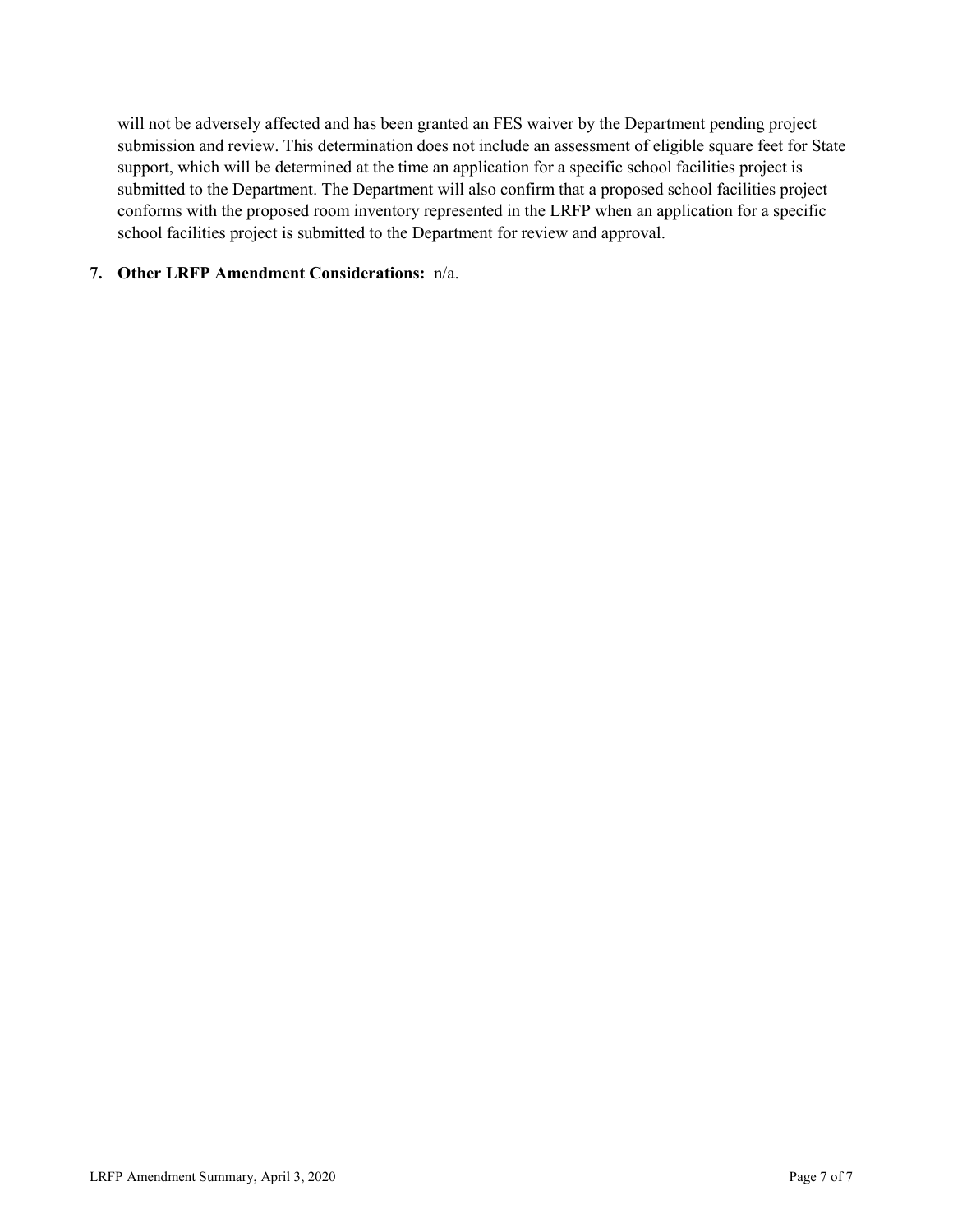will not be adversely affected and has been granted an FES waiver by the Department pending project submission and review. This determination does not include an assessment of eligible square feet for State support, which will be determined at the time an application for a specific school facilities project is submitted to the Department. The Department will also confirm that a proposed school facilities project conforms with the proposed room inventory represented in the LRFP when an application for a specific school facilities project is submitted to the Department for review and approval.

7. **Other LRFP Amendment Considerations:** n/a.